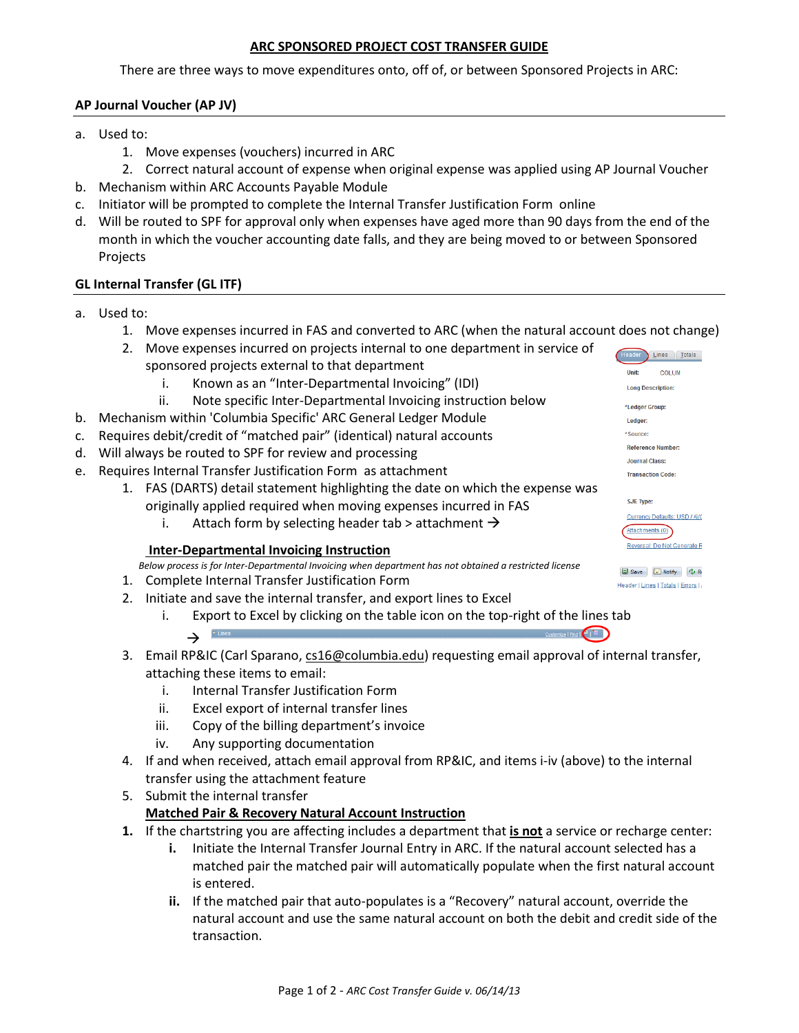# ARC SPONSORED PROJECT COST TRANSFER GUIDE

There are three ways to move expenditures onto, off of, or between Sponsored Projects in ARC:

## AP Journal Voucher (AP JV)

a. Used to:
   1. Move expenses (vouchers) incurred in ARC
   2. Correct natural account of expense when original expense was applied using AP Journal Voucher
b. Mechanism within ARC Accounts Payable Module
c. Initiator will be prompted to complete the Internal Transfer Justification Form online
d. Will be routed to SPF for approval only when expenses have aged more than 90 days from the end of the month in which the voucher accounting date falls, and they are being moved to or between Sponsored Projects

## GL Internal Transfer (GL ITF)

a. Used to:
   1. Move expenses incurred in FAS and converted to ARC (when the natural account does not change)
   2. Move expenses incurred on projects internal to one department in service of sponsored projects external to that department
      i. Known as an "Inter-Departmental Invoicing" (IDI)
      ii. Note specific Inter-Departmental Invoicing instruction below
b. Mechanism within 'Columbia Specific' ARC General Ledger Module
c. Requires debit/credit of "matched pair" (identical) natural accounts
d. Will always be routed to SPF for review and processing
e. Requires Internal Transfer Justification Form as attachment
   1. FAS (DARTS) detail statement highlighting the date on which the expense was originally applied required when moving expenses incurred in FAS
      i. Attach form by selecting header tab > attachment →

### Inter-Departmental Invoicing Instruction

*Below process is for Inter-Departmental Invoicing when department has not obtained a restricted license*

1. Complete Internal Transfer Justification Form
2. Initiate and save the internal transfer, and export lines to Excel
   i. Export to Excel by clicking on the table icon on the top-right of the lines tab →
3. Email RP&IC (Carl Sparano, cs16@columbia.edu) requesting email approval of internal transfer, attaching these items to email:
   i. Internal Transfer Justification Form
   ii. Excel export of internal transfer lines
   iii. Copy of the billing department's invoice
   iv. Any supporting documentation
4. If and when received, attach email approval from RP&IC, and items i-iv (above) to the internal transfer using the attachment feature
5. Submit the internal transfer

### Matched Pair & Recovery Natural Account Instruction

**1.** If the chartstring you are affecting includes a department that **is not** a service or recharge center:
   **i.** Initiate the Internal Transfer Journal Entry in ARC. If the natural account selected has a matched pair the matched pair will automatically populate when the first natural account is entered.
   **ii.** If the matched pair that auto-populates is a "Recovery" natural account, override the natural account and use the same natural account on both the debit and credit side of the transaction.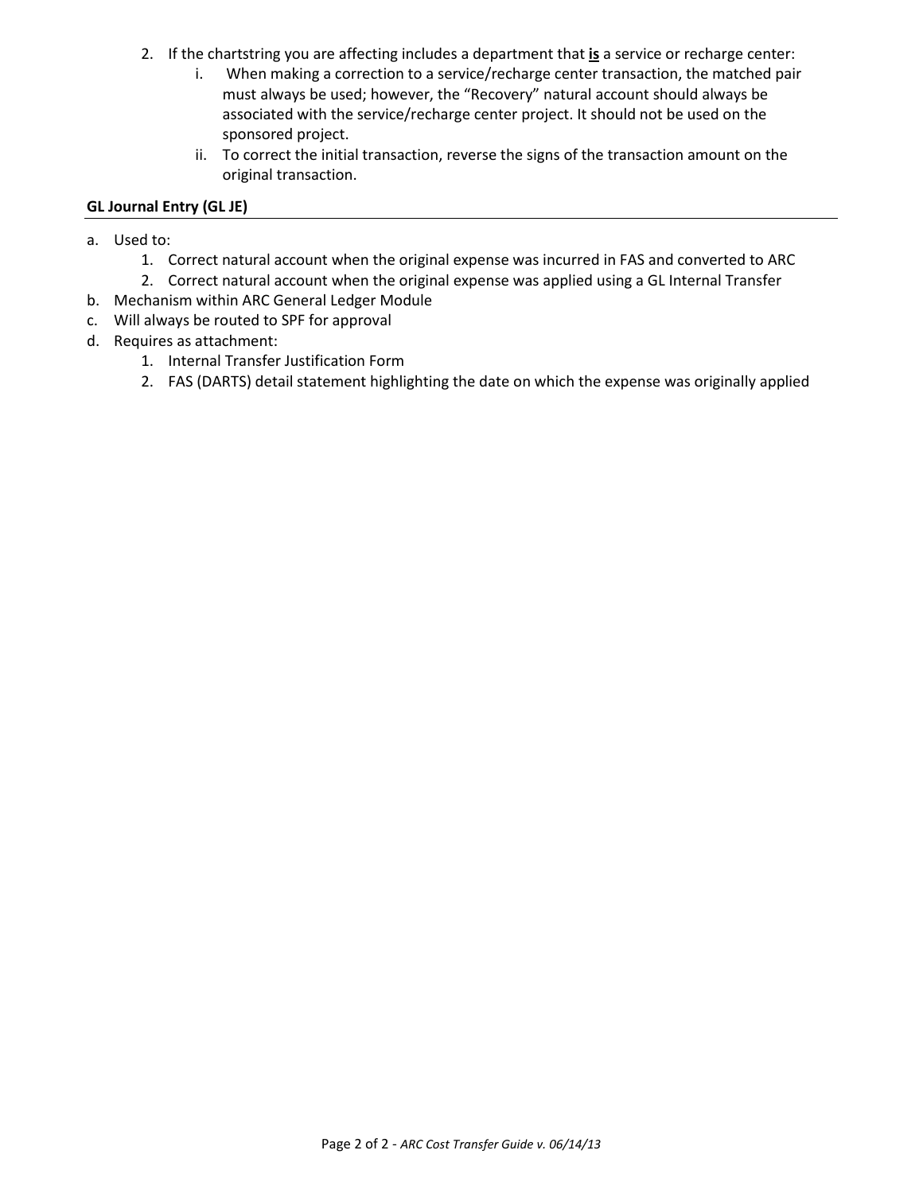2. If the chartstring you are affecting includes a department that **is** a service or recharge center:
    i. When making a correction to a service/recharge center transaction, the matched pair must always be used; however, the "Recovery" natural account should always be associated with the service/recharge center project. It should not be used on the sponsored project.
    ii. To correct the initial transaction, reverse the signs of the transaction amount on the original transaction.

**GL Journal Entry (GL JE)**

a. Used to:
    1. Correct natural account when the original expense was incurred in FAS and converted to ARC
    2. Correct natural account when the original expense was applied using a GL Internal Transfer
b. Mechanism within ARC General Ledger Module
c. Will always be routed to SPF for approval
d. Requires as attachment:
    1. Internal Transfer Justification Form
    2. FAS (DARTS) detail statement highlighting the date on which the expense was originally applied